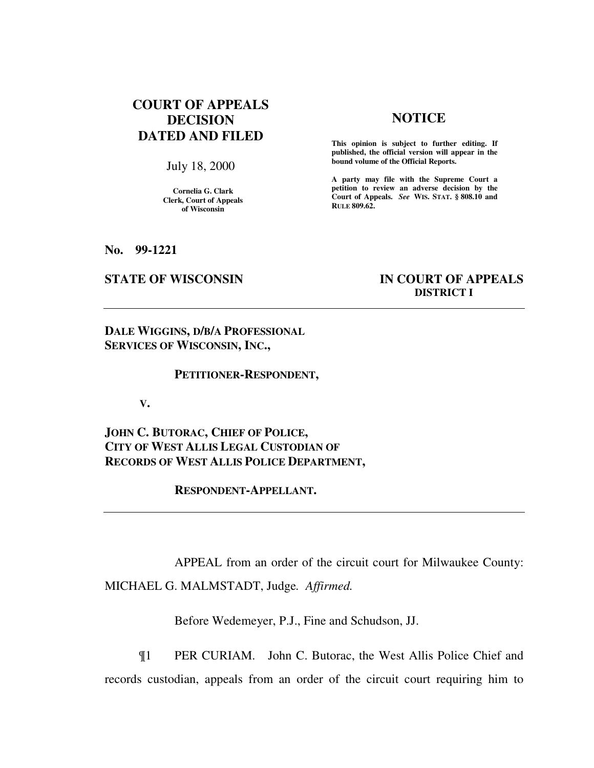**COURT OF APPEALS DECISION DATED AND FILED**

July 18, 2000

**Cornelia G. Clark**
**Clerk, Court of Appeals of Wisconsin**

**NOTICE**

**This opinion is subject to further editing. If published, the official version will appear in the bound volume of the Official Reports.**

**A party may file with the Supreme Court a petition to review an adverse decision by the Court of Appeals.** ***See*** **WIS. STAT. § 808.10 and RULE 809.62.**

**No. 99-1221**

**STATE OF WISCONSIN** **IN COURT OF APPEALS**
**DISTRICT I**

---

**DALE WIGGINS, D/B/A PROFESSIONAL SERVICES OF WISCONSIN, INC.,**

**PETITIONER-RESPONDENT,**

**V.**

**JOHN C. BUTORAC, CHIEF OF POLICE, CITY OF WEST ALLIS LEGAL CUSTODIAN OF RECORDS OF WEST ALLIS POLICE DEPARTMENT,**

**RESPONDENT-APPELLANT.**

---

APPEAL from an order of the circuit court for Milwaukee County: MICHAEL G. MALMSTADT, Judge. *Affirmed.*

Before Wedemeyer, P.J., Fine and Schudson, JJ.

¶1 PER CURIAM. John C. Butorac, the West Allis Police Chief and records custodian, appeals from an order of the circuit court requiring him to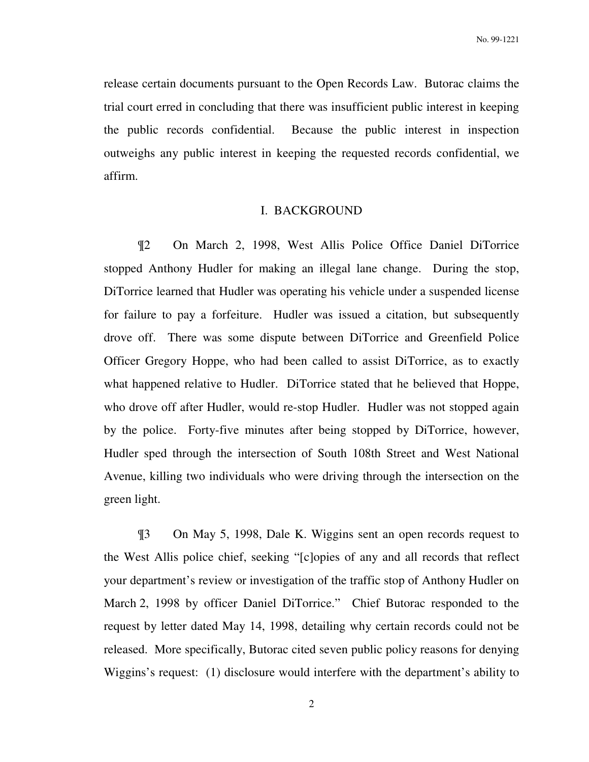release certain documents pursuant to the Open Records Law. Butorac claims the trial court erred in concluding that there was insufficient public interest in keeping the public records confidential. Because the public interest in inspection outweighs any public interest in keeping the requested records confidential, we affirm.

## I. BACKGROUND

¶2 On March 2, 1998, West Allis Police Office Daniel DiTorrice stopped Anthony Hudler for making an illegal lane change. During the stop, DiTorrice learned that Hudler was operating his vehicle under a suspended license for failure to pay a forfeiture. Hudler was issued a citation, but subsequently drove off. There was some dispute between DiTorrice and Greenfield Police Officer Gregory Hoppe, who had been called to assist DiTorrice, as to exactly what happened relative to Hudler. DiTorrice stated that he believed that Hoppe, who drove off after Hudler, would re-stop Hudler. Hudler was not stopped again by the police. Forty-five minutes after being stopped by DiTorrice, however, Hudler sped through the intersection of South 108th Street and West National Avenue, killing two individuals who were driving through the intersection on the green light.

¶3 On May 5, 1998, Dale K. Wiggins sent an open records request to the West Allis police chief, seeking "[c]opies of any and all records that reflect your department's review or investigation of the traffic stop of Anthony Hudler on March 2, 1998 by officer Daniel DiTorrice." Chief Butorac responded to the request by letter dated May 14, 1998, detailing why certain records could not be released. More specifically, Butorac cited seven public policy reasons for denying Wiggins's request: (1) disclosure would interfere with the department's ability to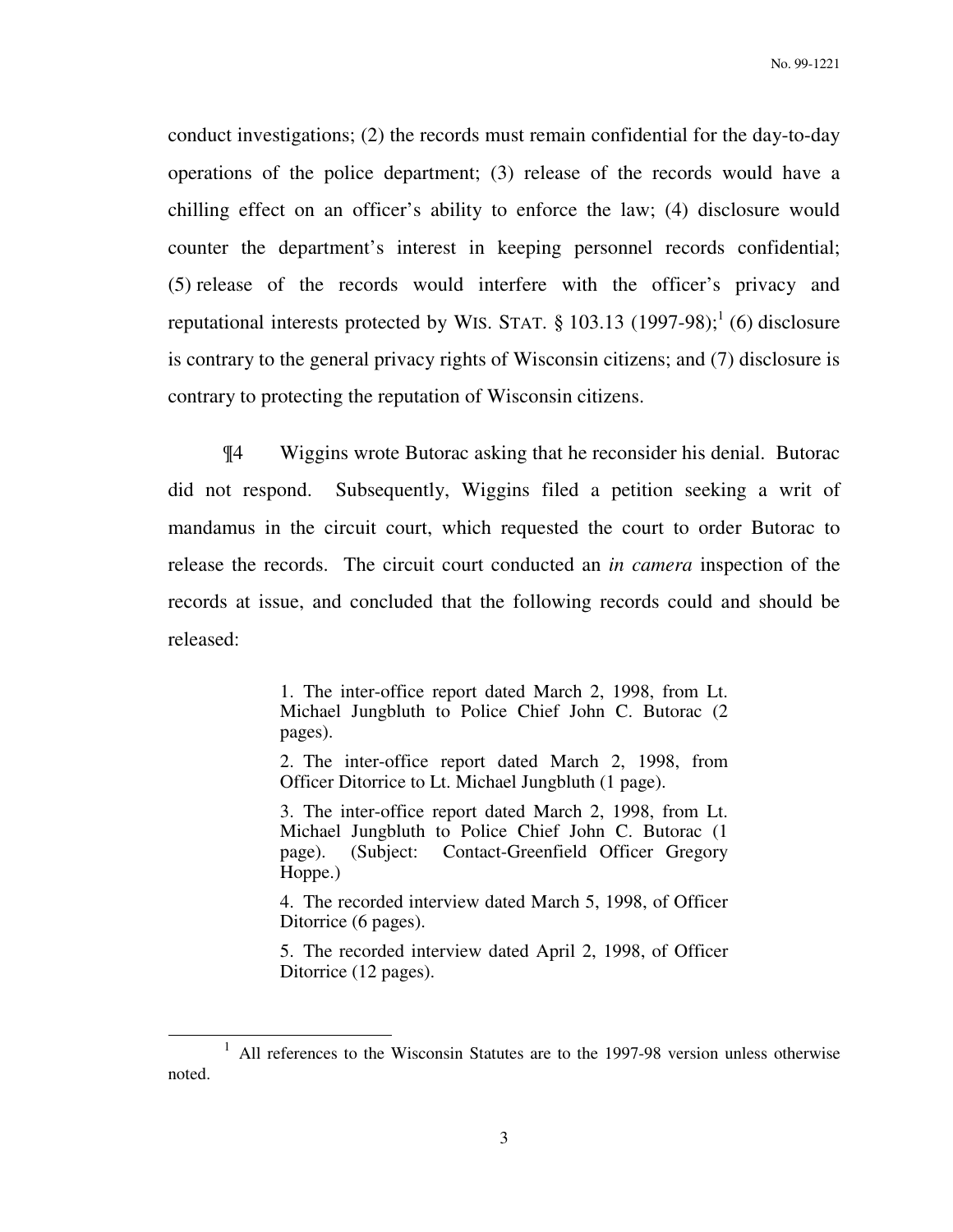conduct investigations; (2) the records must remain confidential for the day-to-day operations of the police department; (3) release of the records would have a chilling effect on an officer's ability to enforce the law; (4) disclosure would counter the department's interest in keeping personnel records confidential; (5) release of the records would interfere with the officer's privacy and reputational interests protected by WIS. STAT. § 103.13 (1997-98);[1] (6) disclosure is contrary to the general privacy rights of Wisconsin citizens; and (7) disclosure is contrary to protecting the reputation of Wisconsin citizens.

¶4 Wiggins wrote Butorac asking that he reconsider his denial. Butorac did not respond. Subsequently, Wiggins filed a petition seeking a writ of mandamus in the circuit court, which requested the court to order Butorac to release the records. The circuit court conducted an *in camera* inspection of the records at issue, and concluded that the following records could and should be released:

> 1. The inter-office report dated March 2, 1998, from Lt. Michael Jungbluth to Police Chief John C. Butorac (2 pages).
>
> 2. The inter-office report dated March 2, 1998, from Officer Ditorrice to Lt. Michael Jungbluth (1 page).
>
> 3. The inter-office report dated March 2, 1998, from Lt. Michael Jungbluth to Police Chief John C. Butorac (1 page). (Subject: Contact-Greenfield Officer Gregory Hoppe.)
>
> 4. The recorded interview dated March 5, 1998, of Officer Ditorrice (6 pages).
>
> 5. The recorded interview dated April 2, 1998, of Officer Ditorrice (12 pages).

[1] All references to the Wisconsin Statutes are to the 1997-98 version unless otherwise noted.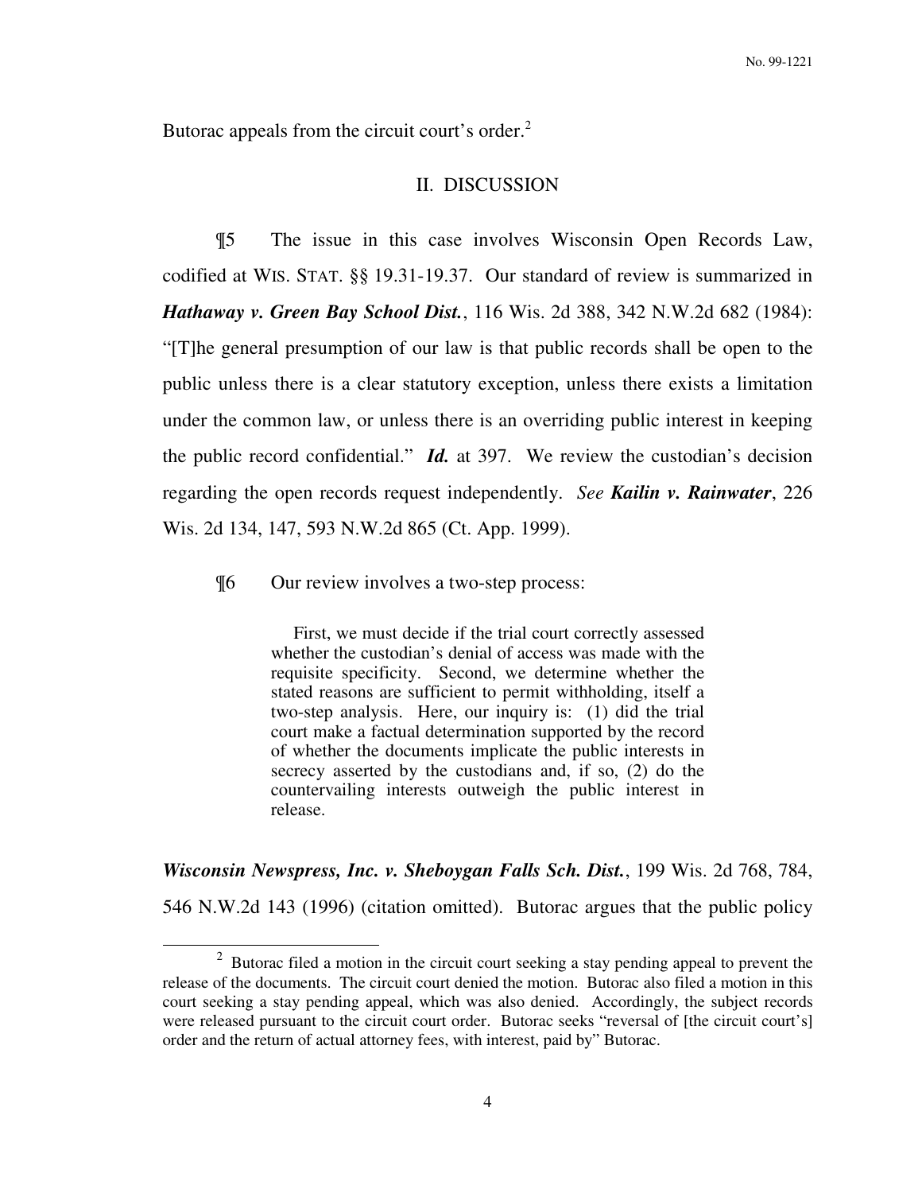Butorac appeals from the circuit court's order.[2]

## II. DISCUSSION

¶5 The issue in this case involves Wisconsin Open Records Law, codified at WIS. STAT. §§ 19.31-19.37. Our standard of review is summarized in ***Hathaway v. Green Bay School Dist.***, 116 Wis. 2d 388, 342 N.W.2d 682 (1984): "[T]he general presumption of our law is that public records shall be open to the public unless there is a clear statutory exception, unless there exists a limitation under the common law, or unless there is an overriding public interest in keeping the public record confidential." ***Id.*** at 397. We review the custodian's decision regarding the open records request independently. *See* ***Kailin v. Rainwater***, 226 Wis. 2d 134, 147, 593 N.W.2d 865 (Ct. App. 1999).

¶6 Our review involves a two-step process:

> First, we must decide if the trial court correctly assessed whether the custodian's denial of access was made with the requisite specificity. Second, we determine whether the stated reasons are sufficient to permit withholding, itself a two-step analysis. Here, our inquiry is: (1) did the trial court make a factual determination supported by the record of whether the documents implicate the public interests in secrecy asserted by the custodians and, if so, (2) do the countervailing interests outweigh the public interest in release.

***Wisconsin Newspress, Inc. v. Sheboygan Falls Sch. Dist.***, 199 Wis. 2d 768, 784, 546 N.W.2d 143 (1996) (citation omitted). Butorac argues that the public policy

---

[2] Butorac filed a motion in the circuit court seeking a stay pending appeal to prevent the release of the documents. The circuit court denied the motion. Butorac also filed a motion in this court seeking a stay pending appeal, which was also denied. Accordingly, the subject records were released pursuant to the circuit court order. Butorac seeks "reversal of [the circuit court's] order and the return of actual attorney fees, with interest, paid by" Butorac.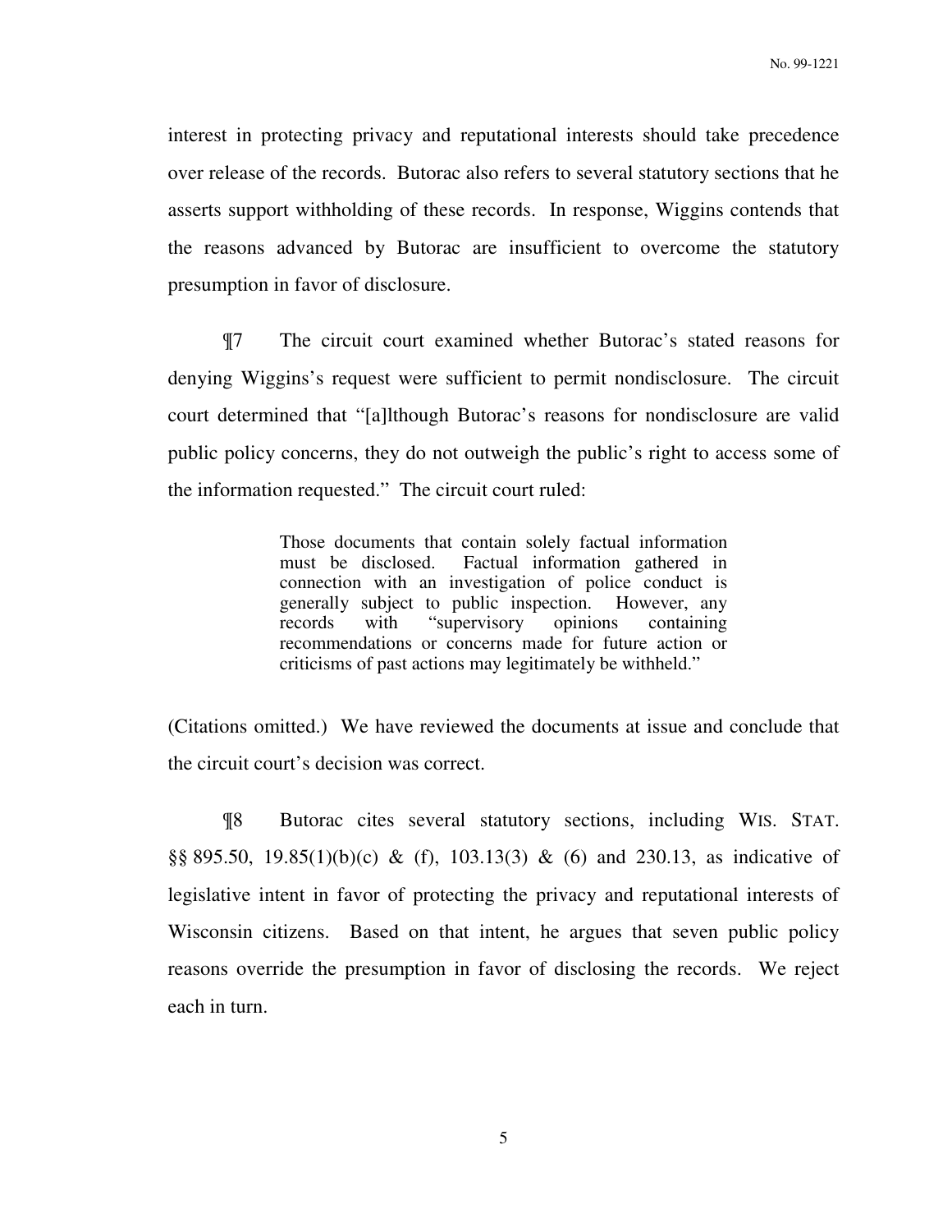interest in protecting privacy and reputational interests should take precedence over release of the records. Butorac also refers to several statutory sections that he asserts support withholding of these records. In response, Wiggins contends that the reasons advanced by Butorac are insufficient to overcome the statutory presumption in favor of disclosure.

¶7 The circuit court examined whether Butorac's stated reasons for denying Wiggins's request were sufficient to permit nondisclosure. The circuit court determined that "[a]lthough Butorac's reasons for nondisclosure are valid public policy concerns, they do not outweigh the public's right to access some of the information requested." The circuit court ruled:

> Those documents that contain solely factual information must be disclosed. Factual information gathered in connection with an investigation of police conduct is generally subject to public inspection. However, any records with "supervisory opinions containing recommendations or concerns made for future action or criticisms of past actions may legitimately be withheld."

(Citations omitted.) We have reviewed the documents at issue and conclude that the circuit court's decision was correct.

¶8 Butorac cites several statutory sections, including WIS. STAT. §§ 895.50, 19.85(1)(b)(c) & (f), 103.13(3) & (6) and 230.13, as indicative of legislative intent in favor of protecting the privacy and reputational interests of Wisconsin citizens. Based on that intent, he argues that seven public policy reasons override the presumption in favor of disclosing the records. We reject each in turn.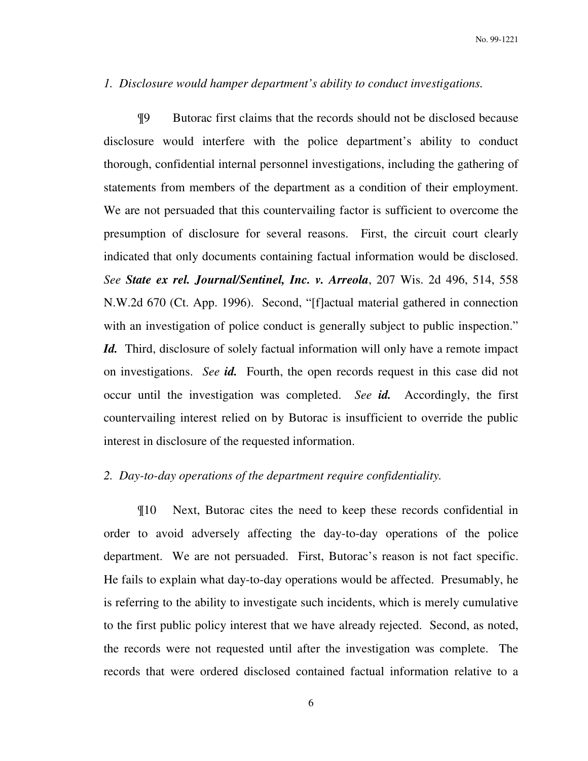*1. Disclosure would hamper department's ability to conduct investigations.*

¶9 Butorac first claims that the records should not be disclosed because disclosure would interfere with the police department's ability to conduct thorough, confidential internal personnel investigations, including the gathering of statements from members of the department as a condition of their employment. We are not persuaded that this countervailing factor is sufficient to overcome the presumption of disclosure for several reasons. First, the circuit court clearly indicated that only documents containing factual information would be disclosed. *See* ***State ex rel. Journal/Sentinel, Inc. v. Arreola***, 207 Wis. 2d 496, 514, 558 N.W.2d 670 (Ct. App. 1996). Second, "[f]actual material gathered in connection with an investigation of police conduct is generally subject to public inspection." ***Id.*** Third, disclosure of solely factual information will only have a remote impact on investigations. *See* ***id.*** Fourth, the open records request in this case did not occur until the investigation was completed. *See* ***id.*** Accordingly, the first countervailing interest relied on by Butorac is insufficient to override the public interest in disclosure of the requested information.

*2. Day-to-day operations of the department require confidentiality.*

¶10 Next, Butorac cites the need to keep these records confidential in order to avoid adversely affecting the day-to-day operations of the police department. We are not persuaded. First, Butorac's reason is not fact specific. He fails to explain what day-to-day operations would be affected. Presumably, he is referring to the ability to investigate such incidents, which is merely cumulative to the first public policy interest that we have already rejected. Second, as noted, the records were not requested until after the investigation was complete. The records that were ordered disclosed contained factual information relative to a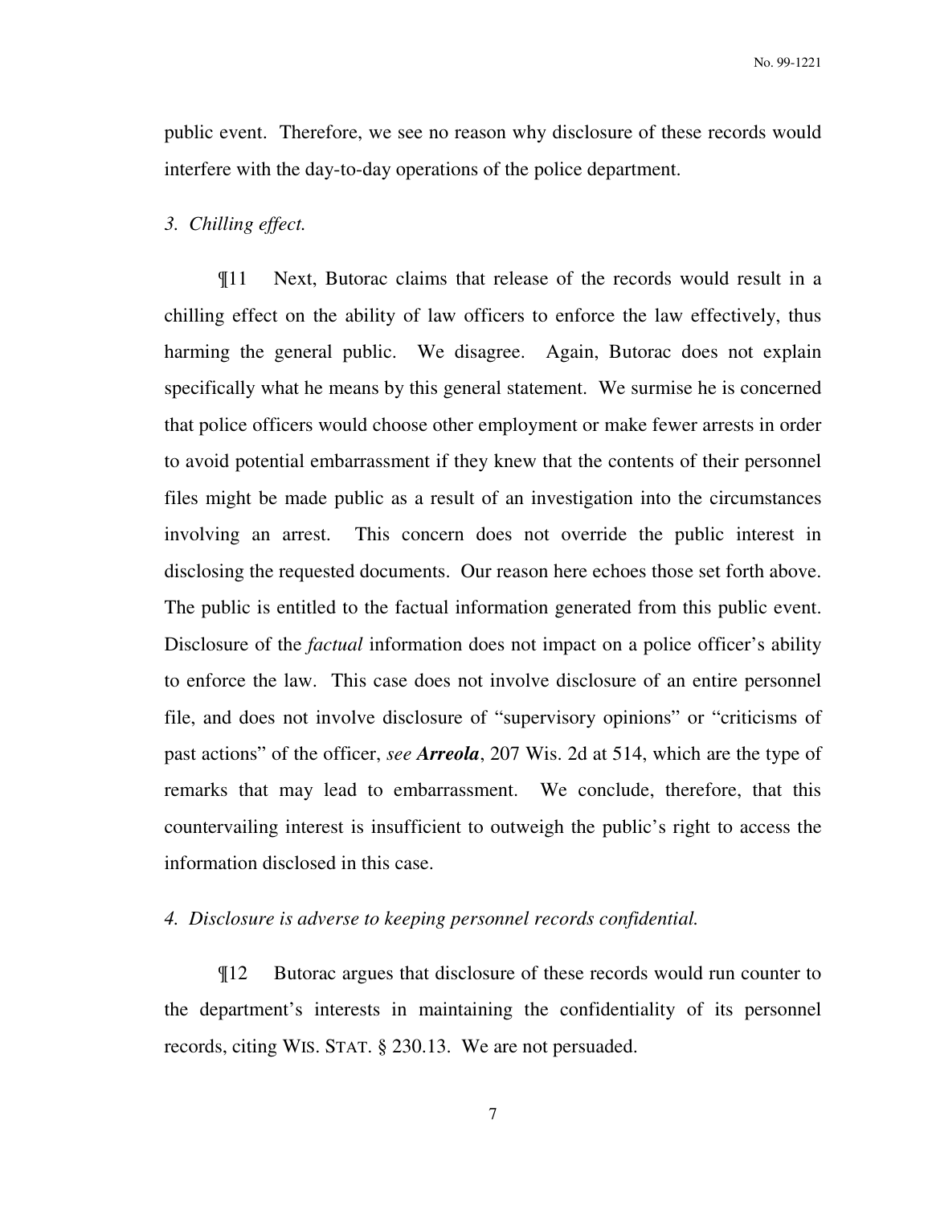public event. Therefore, we see no reason why disclosure of these records would interfere with the day-to-day operations of the police department.

*3. Chilling effect.*

¶11 Next, Butorac claims that release of the records would result in a chilling effect on the ability of law officers to enforce the law effectively, thus harming the general public. We disagree. Again, Butorac does not explain specifically what he means by this general statement. We surmise he is concerned that police officers would choose other employment or make fewer arrests in order to avoid potential embarrassment if they knew that the contents of their personnel files might be made public as a result of an investigation into the circumstances involving an arrest. This concern does not override the public interest in disclosing the requested documents. Our reason here echoes those set forth above. The public is entitled to the factual information generated from this public event. Disclosure of the *factual* information does not impact on a police officer's ability to enforce the law. This case does not involve disclosure of an entire personnel file, and does not involve disclosure of "supervisory opinions" or "criticisms of past actions" of the officer, *see* ***Arreola***, 207 Wis. 2d at 514, which are the type of remarks that may lead to embarrassment. We conclude, therefore, that this countervailing interest is insufficient to outweigh the public's right to access the information disclosed in this case.

*4. Disclosure is adverse to keeping personnel records confidential.*

¶12 Butorac argues that disclosure of these records would run counter to the department's interests in maintaining the confidentiality of its personnel records, citing WIS. STAT. § 230.13. We are not persuaded.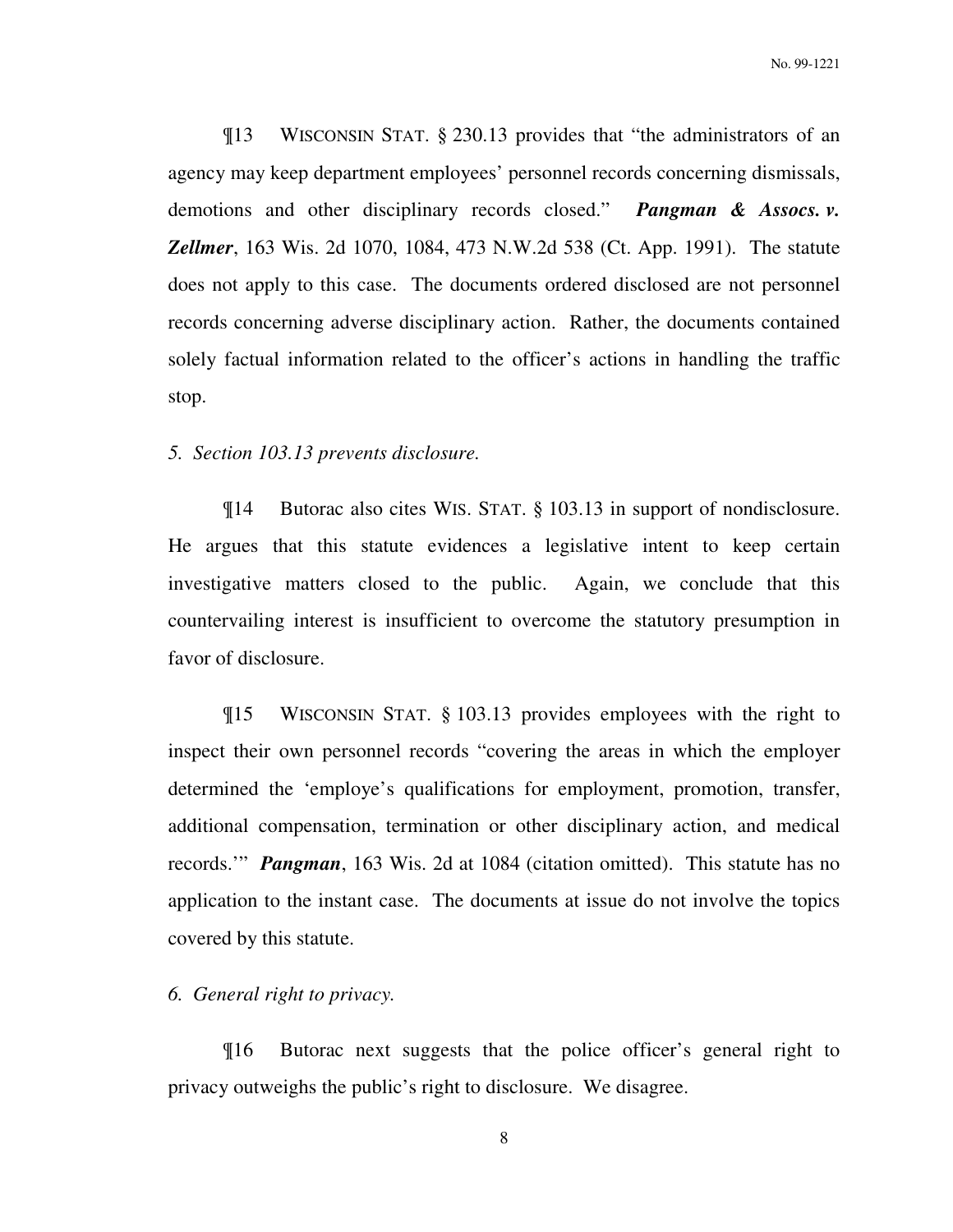¶13 WISCONSIN STAT. § 230.13 provides that "the administrators of an agency may keep department employees' personnel records concerning dismissals, demotions and other disciplinary records closed." ***Pangman & Assocs. v. Zellmer***, 163 Wis. 2d 1070, 1084, 473 N.W.2d 538 (Ct. App. 1991). The statute does not apply to this case. The documents ordered disclosed are not personnel records concerning adverse disciplinary action. Rather, the documents contained solely factual information related to the officer's actions in handling the traffic stop.

*5. Section 103.13 prevents disclosure.*

¶14 Butorac also cites WIS. STAT. § 103.13 in support of nondisclosure. He argues that this statute evidences a legislative intent to keep certain investigative matters closed to the public. Again, we conclude that this countervailing interest is insufficient to overcome the statutory presumption in favor of disclosure.

¶15 WISCONSIN STAT. § 103.13 provides employees with the right to inspect their own personnel records "covering the areas in which the employer determined the 'employe's qualifications for employment, promotion, transfer, additional compensation, termination or other disciplinary action, and medical records.'" ***Pangman***, 163 Wis. 2d at 1084 (citation omitted). This statute has no application to the instant case. The documents at issue do not involve the topics covered by this statute.

*6. General right to privacy.*

¶16 Butorac next suggests that the police officer's general right to privacy outweighs the public's right to disclosure. We disagree.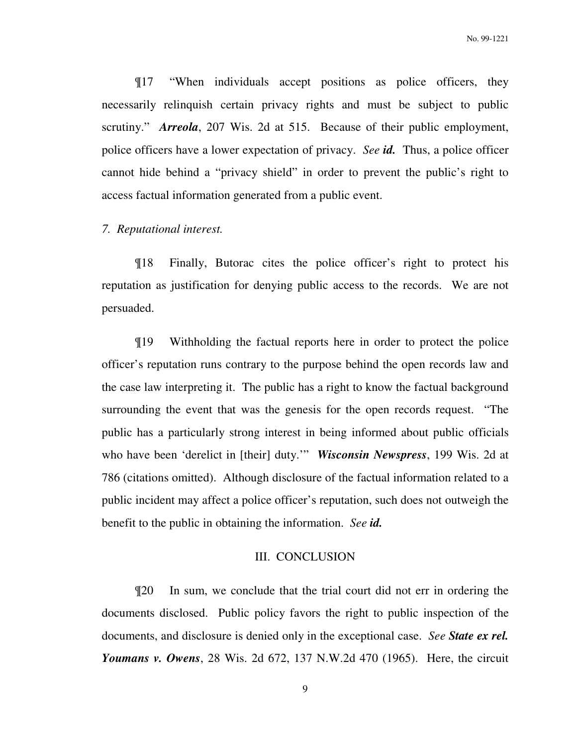¶17 "When individuals accept positions as police officers, they necessarily relinquish certain privacy rights and must be subject to public scrutiny." ***Arreola***, 207 Wis. 2d at 515. Because of their public employment, police officers have a lower expectation of privacy. *See* ***id.*** Thus, a police officer cannot hide behind a "privacy shield" in order to prevent the public's right to access factual information generated from a public event.

*7. Reputational interest.*

¶18 Finally, Butorac cites the police officer's right to protect his reputation as justification for denying public access to the records. We are not persuaded.

¶19 Withholding the factual reports here in order to protect the police officer's reputation runs contrary to the purpose behind the open records law and the case law interpreting it. The public has a right to know the factual background surrounding the event that was the genesis for the open records request. "The public has a particularly strong interest in being informed about public officials who have been 'derelict in [their] duty.'" ***Wisconsin Newspress***, 199 Wis. 2d at 786 (citations omitted). Although disclosure of the factual information related to a public incident may affect a police officer's reputation, such does not outweigh the benefit to the public in obtaining the information. *See* ***id.***

## III. CONCLUSION

¶20 In sum, we conclude that the trial court did not err in ordering the documents disclosed. Public policy favors the right to public inspection of the documents, and disclosure is denied only in the exceptional case. *See* ***State ex rel. Youmans v. Owens***, 28 Wis. 2d 672, 137 N.W.2d 470 (1965). Here, the circuit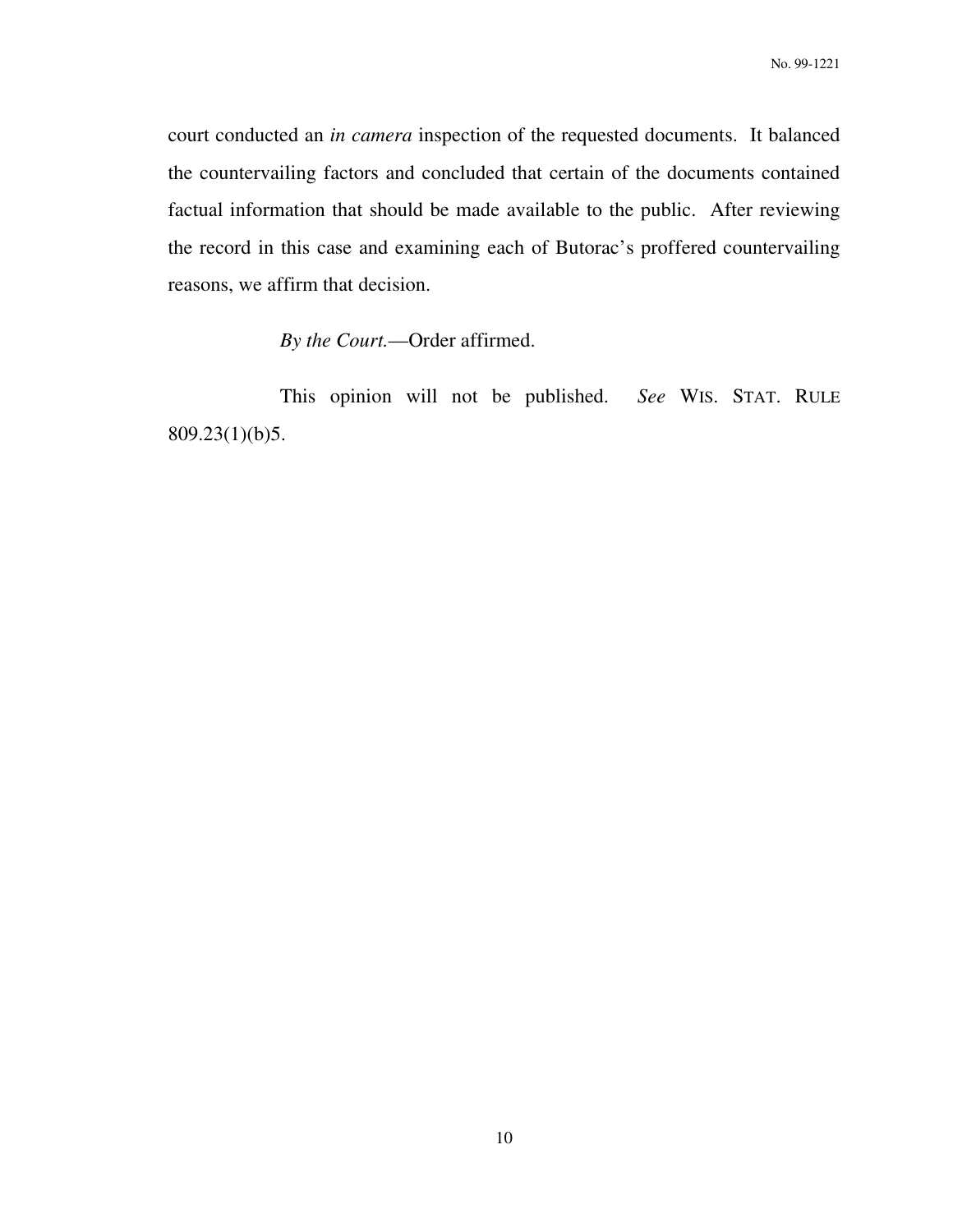court conducted an *in camera* inspection of the requested documents. It balanced the countervailing factors and concluded that certain of the documents contained factual information that should be made available to the public. After reviewing the record in this case and examining each of Butorac's proffered countervailing reasons, we affirm that decision.

*By the Court.*—Order affirmed.

This opinion will not be published. *See* WIS. STAT. RULE 809.23(1)(b)5.